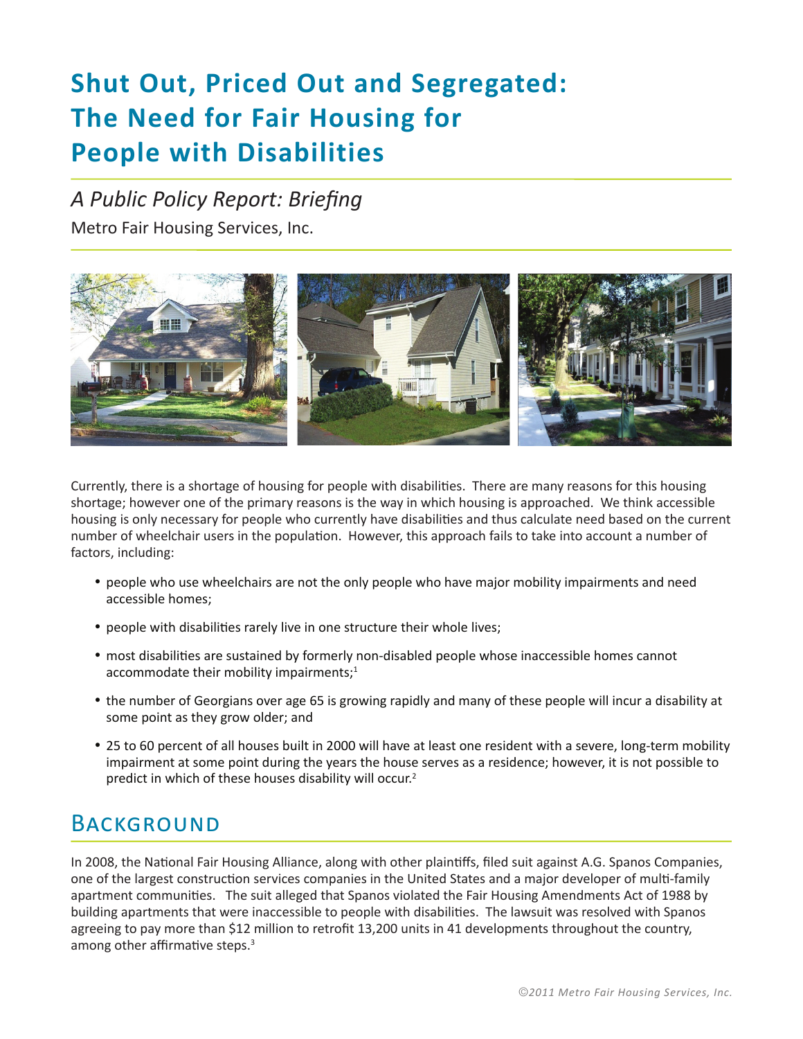# Shut Out, Priced Out and Segregated: The Need for Fair Housing for People with Disabilities

*A Public Policy Report: Briefing*

Metro Fair Housing Services, Inc.

Currently, there is a shortage of housing for people with disabilities. There are many reasons for this housing shortage; however one of the primary reasons is the way in which housing is approached. We think accessible housing is only necessary for people who currently have disabilities and thus calculate need based on the current number of wheelchair users in the population. However, this approach fails to take into account a number of factors, including:

- people who use wheelchairs are not the only people who have major mobility impairments and need accessible homes;
- people with disabilities rarely live in one structure their whole lives;
- most disabilities are sustained by formerly non-disabled people whose inaccessible homes cannot accommodate their mobility impairments;[1]
- the number of Georgians over age 65 is growing rapidly and many of these people will incur a disability at some point as they grow older; and
- 25 to 60 percent of all houses built in 2000 will have at least one resident with a severe, long-term mobility impairment at some point during the years the house serves as a residence; however, it is not possible to predict in which of these houses disability will occur.[2]

## Background

In 2008, the National Fair Housing Alliance, along with other plaintiffs, filed suit against A.G. Spanos Companies, one of the largest construction services companies in the United States and a major developer of multi-family apartment communities. The suit alleged that Spanos violated the Fair Housing Amendments Act of 1988 by building apartments that were inaccessible to people with disabilities. The lawsuit was resolved with Spanos agreeing to pay more than $12 million to retrofit 13,200 units in 41 developments throughout the country, among other affirmative steps.[3]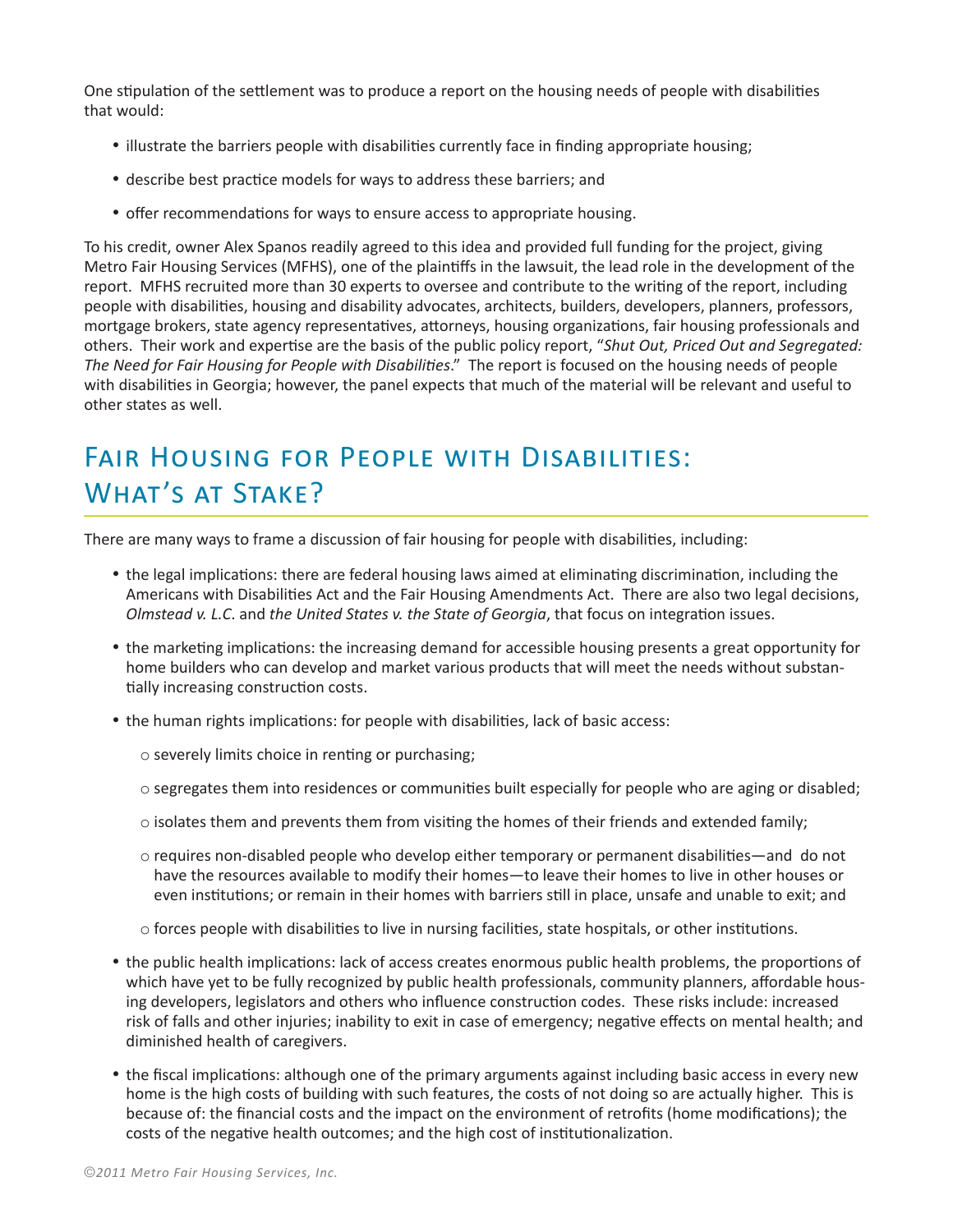One stipulation of the settlement was to produce a report on the housing needs of people with disabilities that would:

- illustrate the barriers people with disabilities currently face in finding appropriate housing;
- describe best practice models for ways to address these barriers; and
- offer recommendations for ways to ensure access to appropriate housing.

To his credit, owner Alex Spanos readily agreed to this idea and provided full funding for the project, giving Metro Fair Housing Services (MFHS), one of the plaintiffs in the lawsuit, the lead role in the development of the report. MFHS recruited more than 30 experts to oversee and contribute to the writing of the report, including people with disabilities, housing and disability advocates, architects, builders, developers, planners, professors, mortgage brokers, state agency representatives, attorneys, housing organizations, fair housing professionals and others. Their work and expertise are the basis of the public policy report, "*Shut Out, Priced Out and Segregated: The Need for Fair Housing for People with Disabilities*." The report is focused on the housing needs of people with disabilities in Georgia; however, the panel expects that much of the material will be relevant and useful to other states as well.

## Fair Housing for People with Disabilities: What's at Stake?

There are many ways to frame a discussion of fair housing for people with disabilities, including:

- the legal implications: there are federal housing laws aimed at eliminating discrimination, including the Americans with Disabilities Act and the Fair Housing Amendments Act. There are also two legal decisions, *Olmstead v. L.C.* and *the United States v. the State of Georgia*, that focus on integration issues.
- the marketing implications: the increasing demand for accessible housing presents a great opportunity for home builders who can develop and market various products that will meet the needs without substantially increasing construction costs.
- the human rights implications: for people with disabilities, lack of basic access:
  - severely limits choice in renting or purchasing;
  - segregates them into residences or communities built especially for people who are aging or disabled;
  - isolates them and prevents them from visiting the homes of their friends and extended family;
  - requires non-disabled people who develop either temporary or permanent disabilities—and do not have the resources available to modify their homes—to leave their homes to live in other houses or even institutions; or remain in their homes with barriers still in place, unsafe and unable to exit; and
  - forces people with disabilities to live in nursing facilities, state hospitals, or other institutions.
- the public health implications: lack of access creates enormous public health problems, the proportions of which have yet to be fully recognized by public health professionals, community planners, affordable housing developers, legislators and others who influence construction codes. These risks include: increased risk of falls and other injuries; inability to exit in case of emergency; negative effects on mental health; and diminished health of caregivers.
- the fiscal implications: although one of the primary arguments against including basic access in every new home is the high costs of building with such features, the costs of not doing so are actually higher. This is because of: the financial costs and the impact on the environment of retrofits (home modifications); the costs of the negative health outcomes; and the high cost of institutionalization.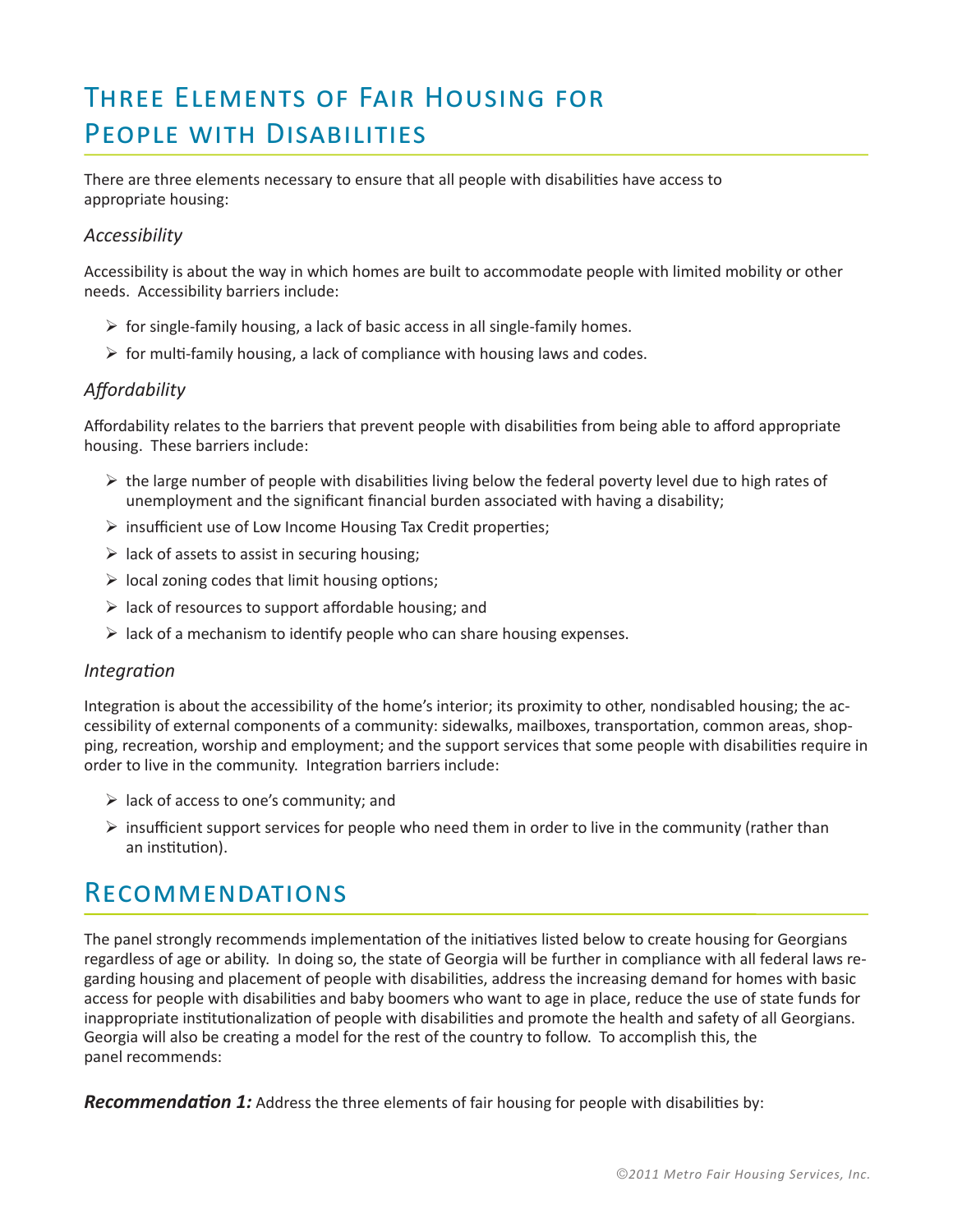# Three Elements of Fair Housing for People with Disabilities

There are three elements necessary to ensure that all people with disabilities have access to appropriate housing:

### *Accessibility*

Accessibility is about the way in which homes are built to accommodate people with limited mobility or other needs. Accessibility barriers include:

- for single-family housing, a lack of basic access in all single-family homes.
- for multi-family housing, a lack of compliance with housing laws and codes.

### *Affordability*

Affordability relates to the barriers that prevent people with disabilities from being able to afford appropriate housing. These barriers include:

- the large number of people with disabilities living below the federal poverty level due to high rates of unemployment and the significant financial burden associated with having a disability;
- insufficient use of Low Income Housing Tax Credit properties;
- lack of assets to assist in securing housing;
- local zoning codes that limit housing options;
- lack of resources to support affordable housing; and
- lack of a mechanism to identify people who can share housing expenses.

### *Integration*

Integration is about the accessibility of the home's interior; its proximity to other, nondisabled housing; the accessibility of external components of a community: sidewalks, mailboxes, transportation, common areas, shopping, recreation, worship and employment; and the support services that some people with disabilities require in order to live in the community. Integration barriers include:

- lack of access to one's community; and
- insufficient support services for people who need them in order to live in the community (rather than an institution).

# Recommendations

The panel strongly recommends implementation of the initiatives listed below to create housing for Georgians regardless of age or ability. In doing so, the state of Georgia will be further in compliance with all federal laws regarding housing and placement of people with disabilities, address the increasing demand for homes with basic access for people with disabilities and baby boomers who want to age in place, reduce the use of state funds for inappropriate institutionalization of people with disabilities and promote the health and safety of all Georgians. Georgia will also be creating a model for the rest of the country to follow. To accomplish this, the panel recommends:

***Recommendation 1:*** Address the three elements of fair housing for people with disabilities by: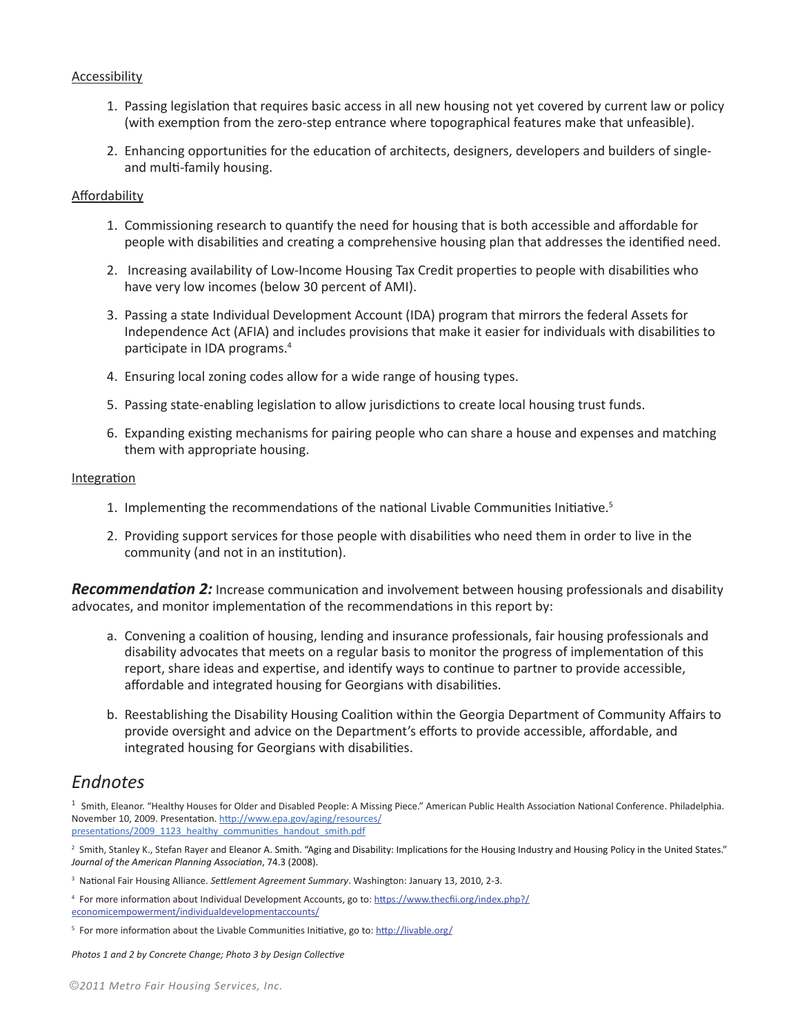Accessibility

1. Passing legislation that requires basic access in all new housing not yet covered by current law or policy (with exemption from the zero-step entrance where topographical features make that unfeasible).
2. Enhancing opportunities for the education of architects, designers, developers and builders of single- and multi-family housing.

Affordability

1. Commissioning research to quantify the need for housing that is both accessible and affordable for people with disabilities and creating a comprehensive housing plan that addresses the identified need.
2. Increasing availability of Low-Income Housing Tax Credit properties to people with disabilities who have very low incomes (below 30 percent of AMI).
3. Passing a state Individual Development Account (IDA) program that mirrors the federal Assets for Independence Act (AFIA) and includes provisions that make it easier for individuals with disabilities to participate in IDA programs.[4]
4. Ensuring local zoning codes allow for a wide range of housing types.
5. Passing state-enabling legislation to allow jurisdictions to create local housing trust funds.
6. Expanding existing mechanisms for pairing people who can share a house and expenses and matching them with appropriate housing.

Integration

1. Implementing the recommendations of the national Livable Communities Initiative.[5]
2. Providing support services for those people with disabilities who need them in order to live in the community (and not in an institution).

***Recommendation 2:*** Increase communication and involvement between housing professionals and disability advocates, and monitor implementation of the recommendations in this report by:

a. Convening a coalition of housing, lending and insurance professionals, fair housing professionals and disability advocates that meets on a regular basis to monitor the progress of implementation of this report, share ideas and expertise, and identify ways to continue to partner to provide accessible, affordable and integrated housing for Georgians with disabilities.

b. Reestablishing the Disability Housing Coalition within the Georgia Department of Community Affairs to provide oversight and advice on the Department's efforts to provide accessible, affordable, and integrated housing for Georgians with disabilities.

## *Endnotes*

[1] Smith, Eleanor. "Healthy Houses for Older and Disabled People: A Missing Piece." American Public Health Association National Conference. Philadelphia. November 10, 2009. Presentation. http://www.epa.gov/aging/resources/presentations/2009_1123_healthy_communities_handout_smith.pdf

[2] Smith, Stanley K., Stefan Rayer and Eleanor A. Smith. "Aging and Disability: Implications for the Housing Industry and Housing Policy in the United States." *Journal of the American Planning Association*, 74.3 (2008).

[3] National Fair Housing Alliance. *Settlement Agreement Summary*. Washington: January 13, 2010, 2-3.

[4] For more information about Individual Development Accounts, go to: https://www.thecfii.org/index.php?/economicempowerment/individualdevelopmentaccounts/

[5] For more information about the Livable Communities Initiative, go to: http://livable.org/

*Photos 1 and 2 by Concrete Change; Photo 3 by Design Collective*

*©2011 Metro Fair Housing Services, Inc.*